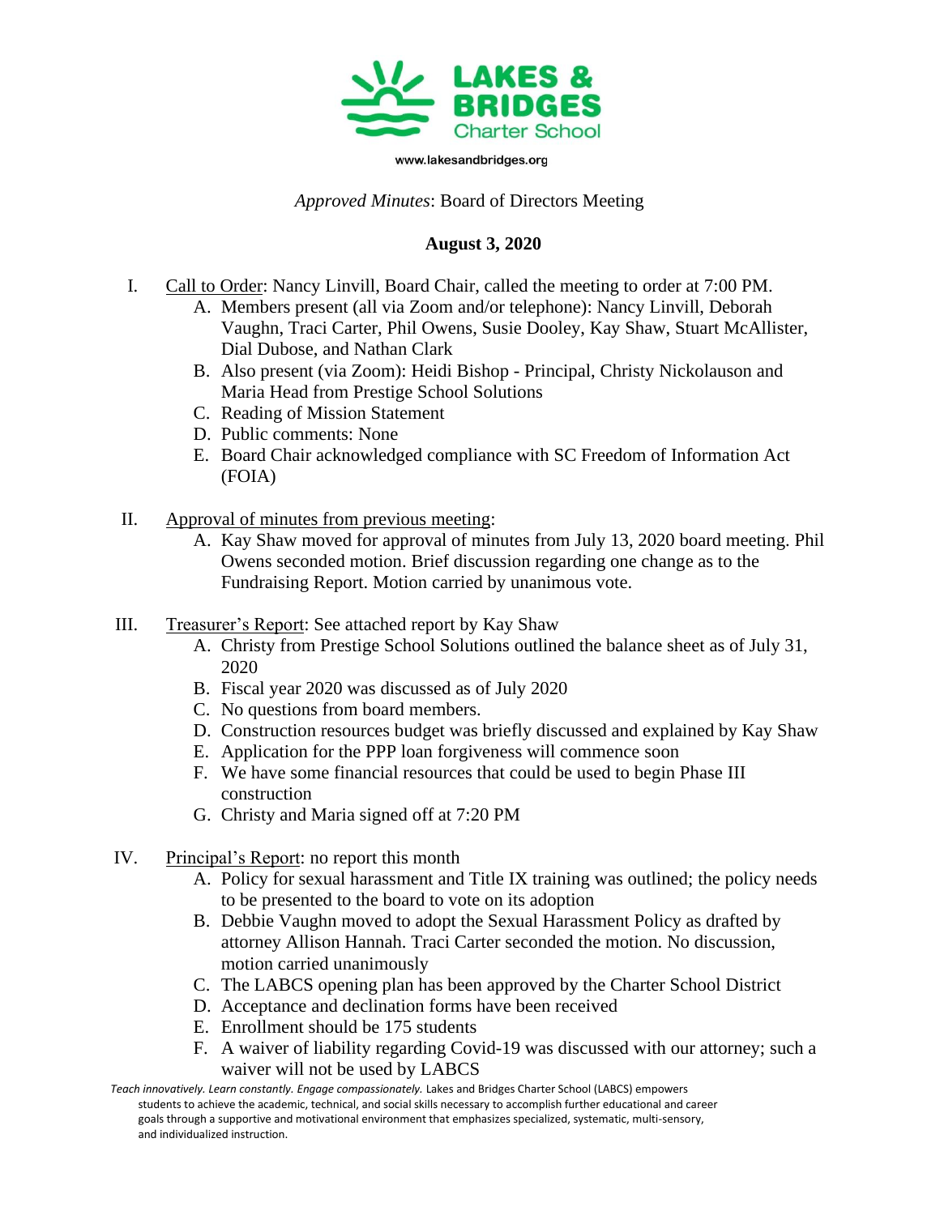LAKES & BRIDGES Charter School

www.lakesandbridges.org

*Approved Minutes*: Board of Directors Meeting

**August 3, 2020**

I. Call to Order: Nancy Linvill, Board Chair, called the meeting to order at 7:00 PM.
   A. Members present (all via Zoom and/or telephone): Nancy Linvill, Deborah Vaughn, Traci Carter, Phil Owens, Susie Dooley, Kay Shaw, Stuart McAllister, Dial Dubose, and Nathan Clark
   B. Also present (via Zoom): Heidi Bishop - Principal, Christy Nickolauson and Maria Head from Prestige School Solutions
   C. Reading of Mission Statement
   D. Public comments: None
   E. Board Chair acknowledged compliance with SC Freedom of Information Act (FOIA)

II. Approval of minutes from previous meeting:
   A. Kay Shaw moved for approval of minutes from July 13, 2020 board meeting. Phil Owens seconded motion. Brief discussion regarding one change as to the Fundraising Report. Motion carried by unanimous vote.

III. Treasurer's Report: See attached report by Kay Shaw
   A. Christy from Prestige School Solutions outlined the balance sheet as of July 31, 2020
   B. Fiscal year 2020 was discussed as of July 2020
   C. No questions from board members.
   D. Construction resources budget was briefly discussed and explained by Kay Shaw
   E. Application for the PPP loan forgiveness will commence soon
   F. We have some financial resources that could be used to begin Phase III construction
   G. Christy and Maria signed off at 7:20 PM

IV. Principal's Report: no report this month
   A. Policy for sexual harassment and Title IX training was outlined; the policy needs to be presented to the board to vote on its adoption
   B. Debbie Vaughn moved to adopt the Sexual Harassment Policy as drafted by attorney Allison Hannah. Traci Carter seconded the motion. No discussion, motion carried unanimously
   C. The LABCS opening plan has been approved by the Charter School District
   D. Acceptance and declination forms have been received
   E. Enrollment should be 175 students
   F. A waiver of liability regarding Covid-19 was discussed with our attorney; such a waiver will not be used by LABCS

*Teach innovatively. Learn constantly. Engage compassionately.* Lakes and Bridges Charter School (LABCS) empowers students to achieve the academic, technical, and social skills necessary to accomplish further educational and career goals through a supportive and motivational environment that emphasizes specialized, systematic, multi-sensory, and individualized instruction.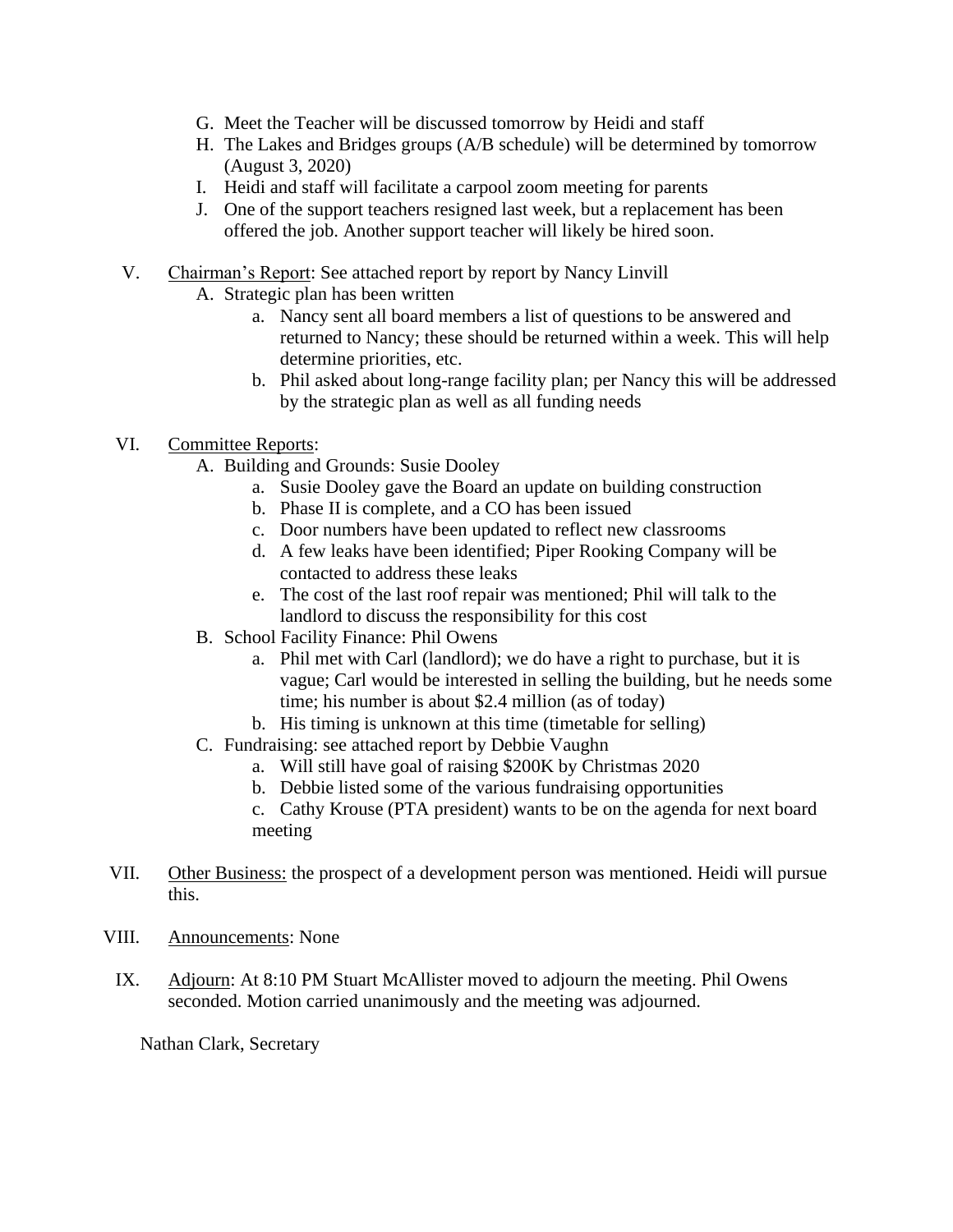G. Meet the Teacher will be discussed tomorrow by Heidi and staff
H. The Lakes and Bridges groups (A/B schedule) will be determined by tomorrow (August 3, 2020)
I. Heidi and staff will facilitate a carpool zoom meeting for parents
J. One of the support teachers resigned last week, but a replacement has been offered the job. Another support teacher will likely be hired soon.

V. Chairman's Report: See attached report by report by Nancy Linvill
   A. Strategic plan has been written
      a. Nancy sent all board members a list of questions to be answered and returned to Nancy; these should be returned within a week. This will help determine priorities, etc.
      b. Phil asked about long-range facility plan; per Nancy this will be addressed by the strategic plan as well as all funding needs

VI. Committee Reports:
   A. Building and Grounds: Susie Dooley
      a. Susie Dooley gave the Board an update on building construction
      b. Phase II is complete, and a CO has been issued
      c. Door numbers have been updated to reflect new classrooms
      d. A few leaks have been identified; Piper Rooking Company will be contacted to address these leaks
      e. The cost of the last roof repair was mentioned; Phil will talk to the landlord to discuss the responsibility for this cost
   B. School Facility Finance: Phil Owens
      a. Phil met with Carl (landlord); we do have a right to purchase, but it is vague; Carl would be interested in selling the building, but he needs some time; his number is about $2.4 million (as of today)
      b. His timing is unknown at this time (timetable for selling)
   C. Fundraising: see attached report by Debbie Vaughn
      a. Will still have goal of raising $200K by Christmas 2020
      b. Debbie listed some of the various fundraising opportunities
      c. Cathy Krouse (PTA president) wants to be on the agenda for next board meeting

VII. Other Business: the prospect of a development person was mentioned. Heidi will pursue this.

VIII. Announcements: None

IX. Adjourn: At 8:10 PM Stuart McAllister moved to adjourn the meeting. Phil Owens seconded. Motion carried unanimously and the meeting was adjourned.

Nathan Clark, Secretary